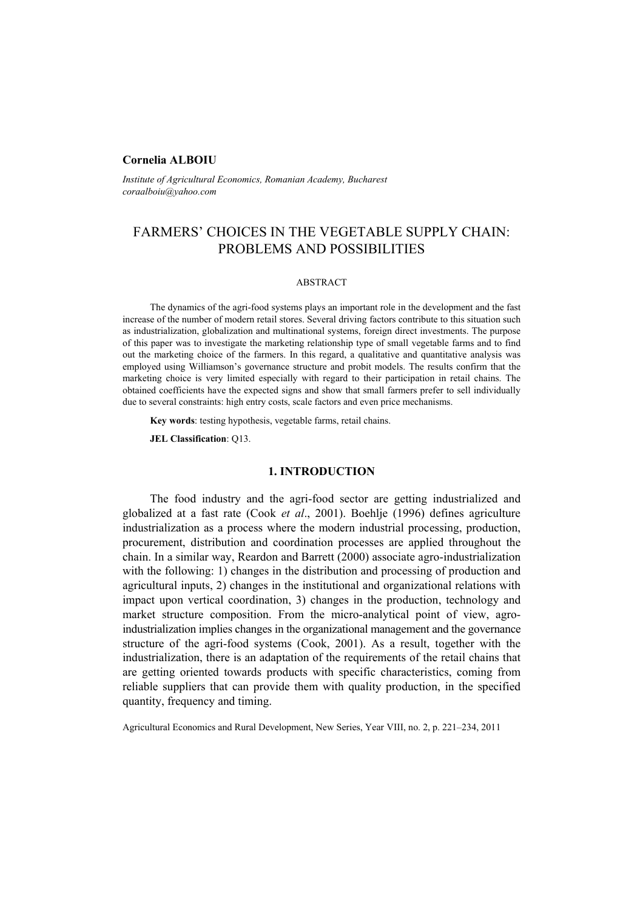**Cornelia ALBOIU**

*Institute of Agricultural Economics, Romanian Academy, Bucharest*
*coraalboiu@yahoo.com*

# FARMERS' CHOICES IN THE VEGETABLE SUPPLY CHAIN: PROBLEMS AND POSSIBILITIES

ABSTRACT

The dynamics of the agri-food systems plays an important role in the development and the fast increase of the number of modern retail stores. Several driving factors contribute to this situation such as industrialization, globalization and multinational systems, foreign direct investments. The purpose of this paper was to investigate the marketing relationship type of small vegetable farms and to find out the marketing choice of the farmers. In this regard, a qualitative and quantitative analysis was employed using Williamson's governance structure and probit models. The results confirm that the marketing choice is very limited especially with regard to their participation in retail chains. The obtained coefficients have the expected signs and show that small farmers prefer to sell individually due to several constraints: high entry costs, scale factors and even price mechanisms.

**Key words**: testing hypothesis, vegetable farms, retail chains.

**JEL Classification**: Q13.

## 1. INTRODUCTION

The food industry and the agri-food sector are getting industrialized and globalized at a fast rate (Cook *et al*., 2001). Boehlje (1996) defines agriculture industrialization as a process where the modern industrial processing, production, procurement, distribution and coordination processes are applied throughout the chain. In a similar way, Reardon and Barrett (2000) associate agro-industrialization with the following: 1) changes in the distribution and processing of production and agricultural inputs, 2) changes in the institutional and organizational relations with impact upon vertical coordination, 3) changes in the production, technology and market structure composition. From the micro-analytical point of view, agro-industrialization implies changes in the organizational management and the governance structure of the agri-food systems (Cook, 2001). As a result, together with the industrialization, there is an adaptation of the requirements of the retail chains that are getting oriented towards products with specific characteristics, coming from reliable suppliers that can provide them with quality production, in the specified quantity, frequency and timing.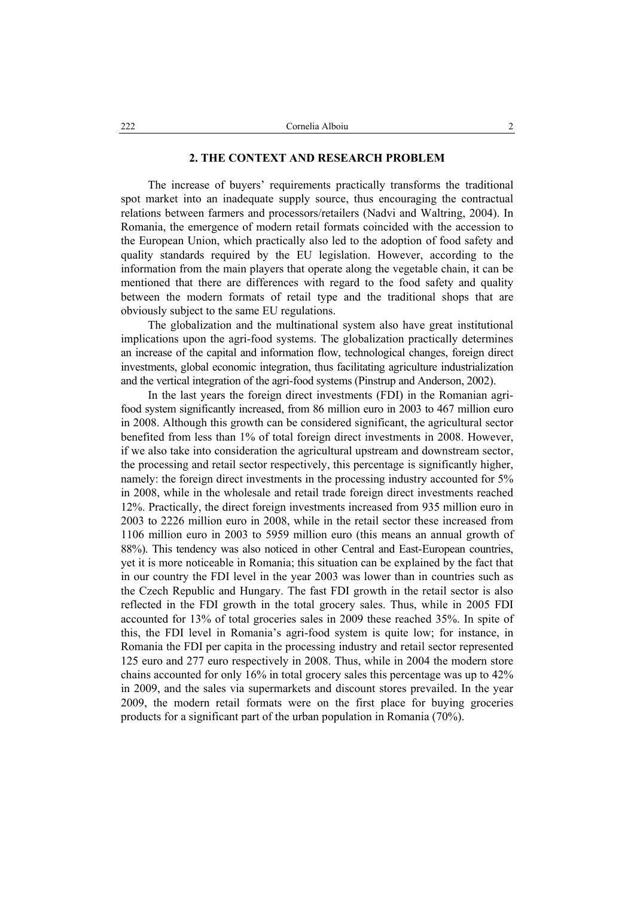## 2. THE CONTEXT AND RESEARCH PROBLEM

The increase of buyers' requirements practically transforms the traditional spot market into an inadequate supply source, thus encouraging the contractual relations between farmers and processors/retailers (Nadvi and Waltring, 2004). In Romania, the emergence of modern retail formats coincided with the accession to the European Union, which practically also led to the adoption of food safety and quality standards required by the EU legislation. However, according to the information from the main players that operate along the vegetable chain, it can be mentioned that there are differences with regard to the food safety and quality between the modern formats of retail type and the traditional shops that are obviously subject to the same EU regulations.

The globalization and the multinational system also have great institutional implications upon the agri-food systems. The globalization practically determines an increase of the capital and information flow, technological changes, foreign direct investments, global economic integration, thus facilitating agriculture industrialization and the vertical integration of the agri-food systems (Pinstrup and Anderson, 2002).

In the last years the foreign direct investments (FDI) in the Romanian agri-food system significantly increased, from 86 million euro in 2003 to 467 million euro in 2008. Although this growth can be considered significant, the agricultural sector benefited from less than 1% of total foreign direct investments in 2008. However, if we also take into consideration the agricultural upstream and downstream sector, the processing and retail sector respectively, this percentage is significantly higher, namely: the foreign direct investments in the processing industry accounted for 5% in 2008, while in the wholesale and retail trade foreign direct investments reached 12%. Practically, the direct foreign investments increased from 935 million euro in 2003 to 2226 million euro in 2008, while in the retail sector these increased from 1106 million euro in 2003 to 5959 million euro (this means an annual growth of 88%). This tendency was also noticed in other Central and East-European countries, yet it is more noticeable in Romania; this situation can be explained by the fact that in our country the FDI level in the year 2003 was lower than in countries such as the Czech Republic and Hungary. The fast FDI growth in the retail sector is also reflected in the FDI growth in the total grocery sales. Thus, while in 2005 FDI accounted for 13% of total groceries sales in 2009 these reached 35%. In spite of this, the FDI level in Romania's agri-food system is quite low; for instance, in Romania the FDI per capita in the processing industry and retail sector represented 125 euro and 277 euro respectively in 2008. Thus, while in 2004 the modern store chains accounted for only 16% in total grocery sales this percentage was up to 42% in 2009, and the sales via supermarkets and discount stores prevailed. In the year 2009, the modern retail formats were on the first place for buying groceries products for a significant part of the urban population in Romania (70%).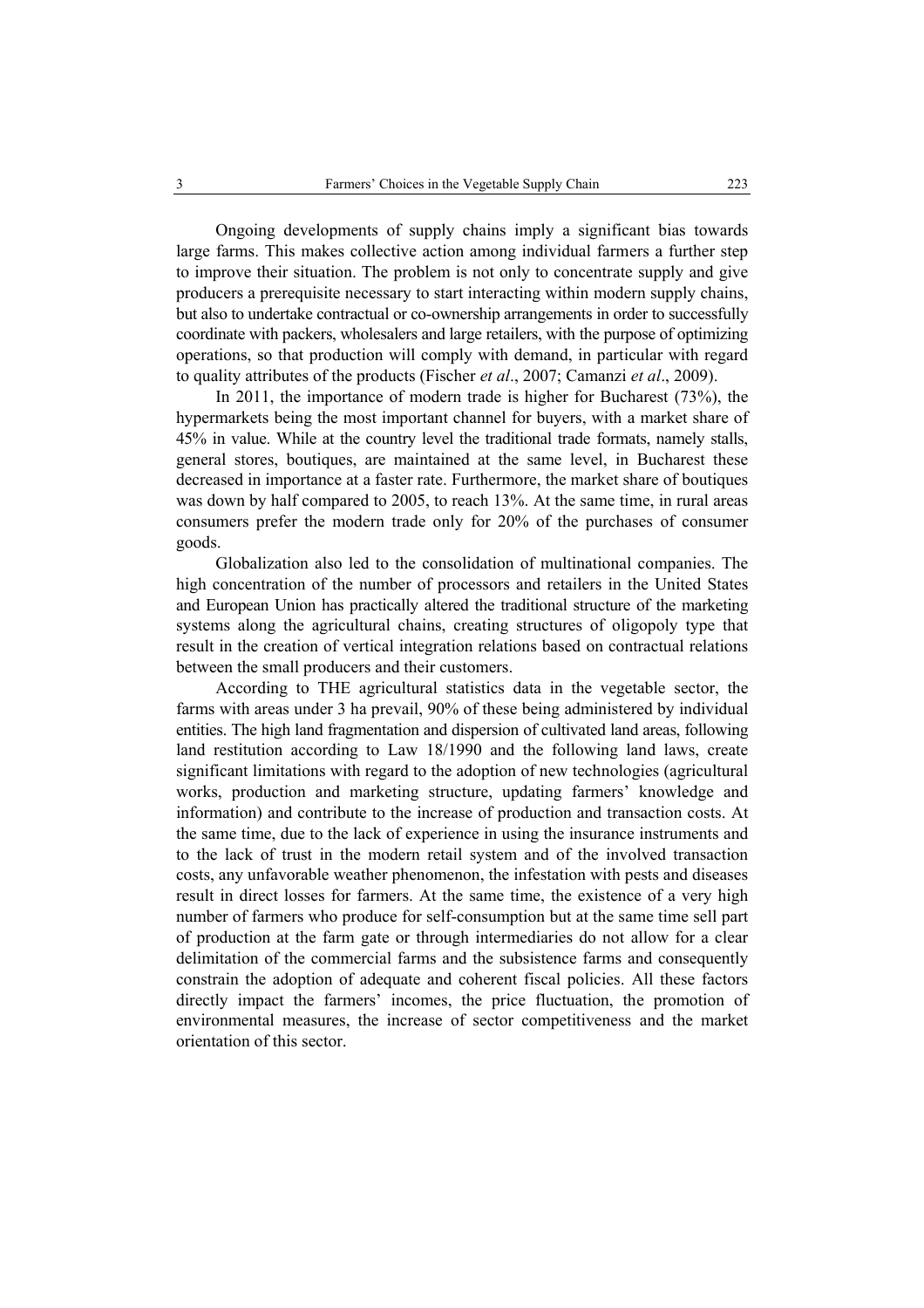Ongoing developments of supply chains imply a significant bias towards large farms. This makes collective action among individual farmers a further step to improve their situation. The problem is not only to concentrate supply and give producers a prerequisite necessary to start interacting within modern supply chains, but also to undertake contractual or co-ownership arrangements in order to successfully coordinate with packers, wholesalers and large retailers, with the purpose of optimizing operations, so that production will comply with demand, in particular with regard to quality attributes of the products (Fischer *et al*., 2007; Camanzi *et al*., 2009).

In 2011, the importance of modern trade is higher for Bucharest (73%), the hypermarkets being the most important channel for buyers, with a market share of 45% in value. While at the country level the traditional trade formats, namely stalls, general stores, boutiques, are maintained at the same level, in Bucharest these decreased in importance at a faster rate. Furthermore, the market share of boutiques was down by half compared to 2005, to reach 13%. At the same time, in rural areas consumers prefer the modern trade only for 20% of the purchases of consumer goods.

Globalization also led to the consolidation of multinational companies. The high concentration of the number of processors and retailers in the United States and European Union has practically altered the traditional structure of the marketing systems along the agricultural chains, creating structures of oligopoly type that result in the creation of vertical integration relations based on contractual relations between the small producers and their customers.

According to THE agricultural statistics data in the vegetable sector, the farms with areas under 3 ha prevail, 90% of these being administered by individual entities. The high land fragmentation and dispersion of cultivated land areas, following land restitution according to Law 18/1990 and the following land laws, create significant limitations with regard to the adoption of new technologies (agricultural works, production and marketing structure, updating farmers' knowledge and information) and contribute to the increase of production and transaction costs. At the same time, due to the lack of experience in using the insurance instruments and to the lack of trust in the modern retail system and of the involved transaction costs, any unfavorable weather phenomenon, the infestation with pests and diseases result in direct losses for farmers. At the same time, the existence of a very high number of farmers who produce for self-consumption but at the same time sell part of production at the farm gate or through intermediaries do not allow for a clear delimitation of the commercial farms and the subsistence farms and consequently constrain the adoption of adequate and coherent fiscal policies. All these factors directly impact the farmers' incomes, the price fluctuation, the promotion of environmental measures, the increase of sector competitiveness and the market orientation of this sector.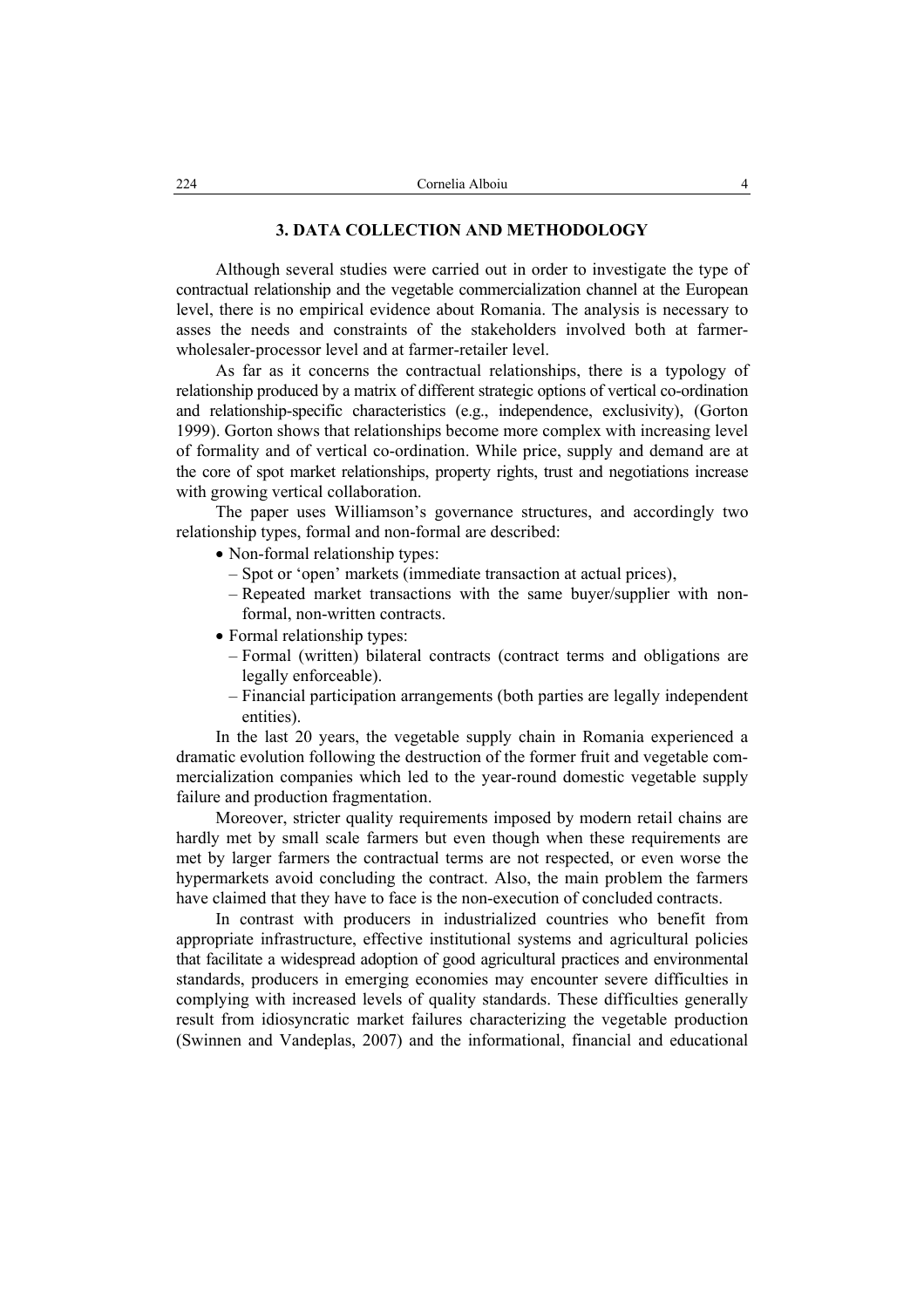## 3. DATA COLLECTION AND METHODOLOGY

Although several studies were carried out in order to investigate the type of contractual relationship and the vegetable commercialization channel at the European level, there is no empirical evidence about Romania. The analysis is necessary to asses the needs and constraints of the stakeholders involved both at farmer-wholesaler-processor level and at farmer-retailer level.

As far as it concerns the contractual relationships, there is a typology of relationship produced by a matrix of different strategic options of vertical co-ordination and relationship-specific characteristics (e.g., independence, exclusivity), (Gorton 1999). Gorton shows that relationships become more complex with increasing level of formality and of vertical co-ordination. While price, supply and demand are at the core of spot market relationships, property rights, trust and negotiations increase with growing vertical collaboration.

The paper uses Williamson's governance structures, and accordingly two relationship types, formal and non-formal are described:

- Non-formal relationship types:
  - Spot or 'open' markets (immediate transaction at actual prices),
  - Repeated market transactions with the same buyer/supplier with non-formal, non-written contracts.
- Formal relationship types:
  - Formal (written) bilateral contracts (contract terms and obligations are legally enforceable).
  - Financial participation arrangements (both parties are legally independent entities).

In the last 20 years, the vegetable supply chain in Romania experienced a dramatic evolution following the destruction of the former fruit and vegetable commercialization companies which led to the year-round domestic vegetable supply failure and production fragmentation.

Moreover, stricter quality requirements imposed by modern retail chains are hardly met by small scale farmers but even though when these requirements are met by larger farmers the contractual terms are not respected, or even worse the hypermarkets avoid concluding the contract. Also, the main problem the farmers have claimed that they have to face is the non-execution of concluded contracts.

In contrast with producers in industrialized countries who benefit from appropriate infrastructure, effective institutional systems and agricultural policies that facilitate a widespread adoption of good agricultural practices and environmental standards, producers in emerging economies may encounter severe difficulties in complying with increased levels of quality standards. These difficulties generally result from idiosyncratic market failures characterizing the vegetable production (Swinnen and Vandeplas, 2007) and the informational, financial and educational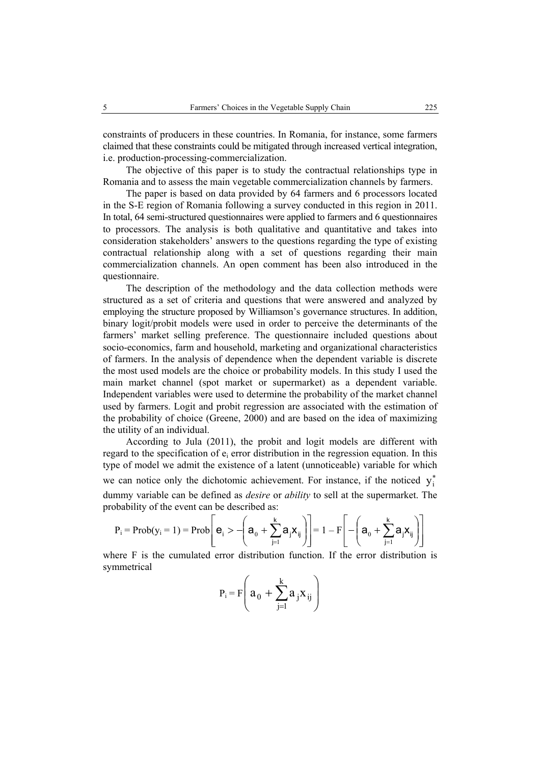constraints of producers in these countries. In Romania, for instance, some farmers claimed that these constraints could be mitigated through increased vertical integration, i.e. production-processing-commercialization.

The objective of this paper is to study the contractual relationships type in Romania and to assess the main vegetable commercialization channels by farmers.

The paper is based on data provided by 64 farmers and 6 processors located in the S-E region of Romania following a survey conducted in this region in 2011. In total, 64 semi-structured questionnaires were applied to farmers and 6 questionnaires to processors. The analysis is both qualitative and quantitative and takes into consideration stakeholders' answers to the questions regarding the type of existing contractual relationship along with a set of questions regarding their main commercialization channels. An open comment has been also introduced in the questionnaire.

The description of the methodology and the data collection methods were structured as a set of criteria and questions that were answered and analyzed by employing the structure proposed by Williamson's governance structures. In addition, binary logit/probit models were used in order to perceive the determinants of the farmers' market selling preference. The questionnaire included questions about socio-economics, farm and household, marketing and organizational characteristics of farmers. In the analysis of dependence when the dependent variable is discrete the most used models are the choice or probability models. In this study I used the main market channel (spot market or supermarket) as a dependent variable. Independent variables were used to determine the probability of the market channel used by farmers. Logit and probit regression are associated with the estimation of the probability of choice (Greene, 2000) and are based on the idea of maximizing the utility of an individual.

According to Jula (2011), the probit and logit models are different with regard to the specification of $e_i$ error distribution in the regression equation. In this type of model we admit the existence of a latent (unnoticeable) variable for which we can notice only the dichotomic achievement. For instance, if the noticed $y_i^*$ dummy variable can be defined as *desire* or *ability* to sell at the supermarket. The probability of the event can be described as:

$$P_i = \text{Prob}(y_i = 1) = \text{Prob}\left[e_i > -\left(a_0 + \sum_{j=1}^{k} a_j x_{ij}\right)\right] = 1 - F\left[-\left(a_0 + \sum_{j=1}^{k} a_j x_{ij}\right)\right]$$

where F is the cumulated error distribution function. If the error distribution is symmetrical

$$P_i = F\left(a_0 + \sum_{j=1}^{k} a_j x_{ij}\right)$$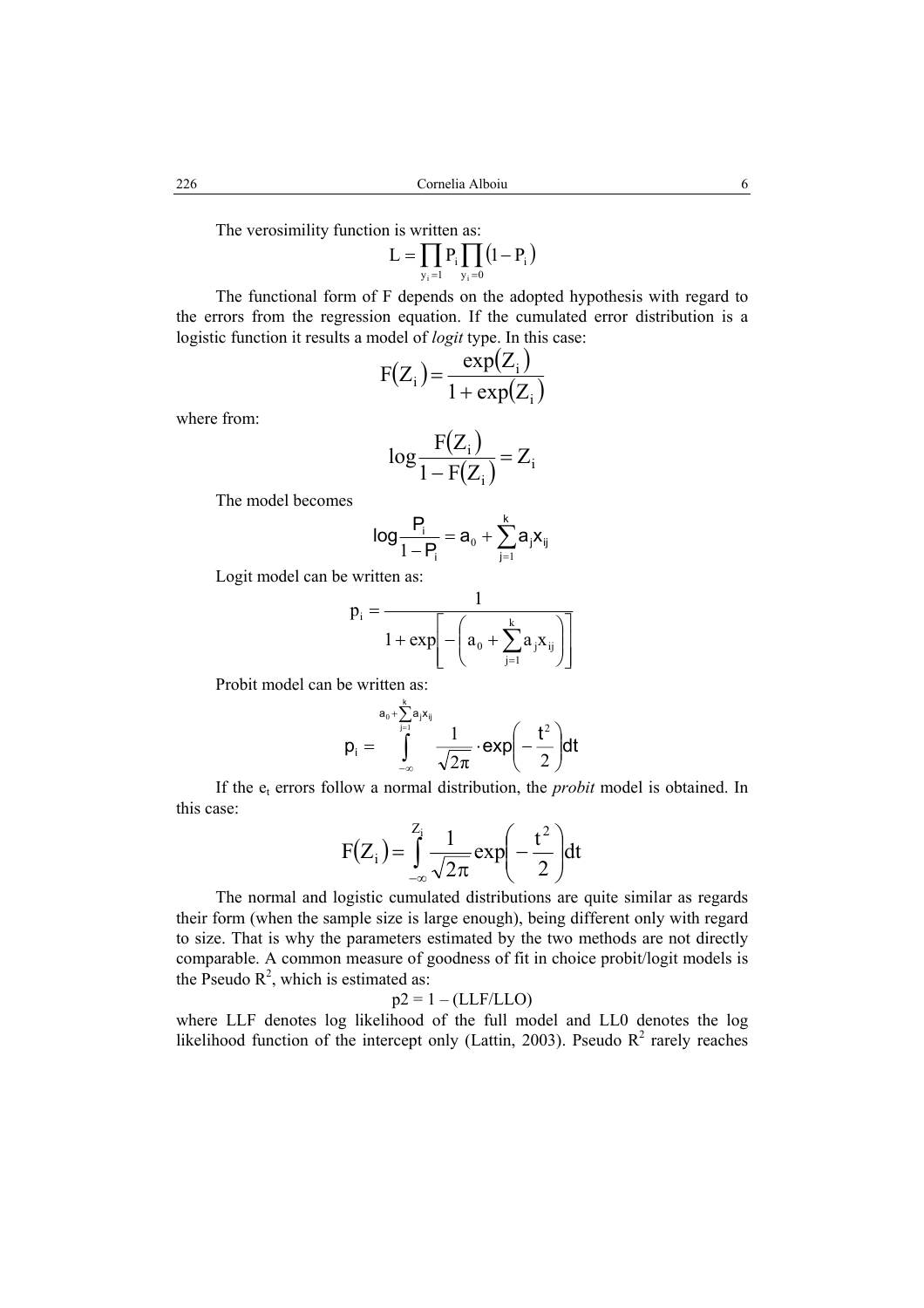The verosimility function is written as:

$$L = \prod_{y_i=1} P_i \prod_{y_i=0} (1 - P_i)$$

The functional form of F depends on the adopted hypothesis with regard to the errors from the regression equation. If the cumulated error distribution is a logistic function it results a model of *logit* type. In this case:

$$F(Z_i) = \frac{\exp(Z_i)}{1 + \exp(Z_i)}$$

where from:

$$\log \frac{F(Z_i)}{1 - F(Z_i)} = Z_i$$

The model becomes

$$\log \frac{P_i}{1 - P_i} = a_0 + \sum_{j=1}^{k} a_j x_{ij}$$

Logit model can be written as:

$$p_i = \frac{1}{1 + \exp\left[ -\left( a_0 + \sum_{j=1}^{k} a_j x_{ij} \right) \right]}$$

Probit model can be written as:

$$p_i = \int_{-\infty}^{a_0 + \sum_{j=1}^{k} a_j x_{ij}} \frac{1}{\sqrt{2\pi}} \cdot \exp\left( -\frac{t^2}{2} \right) dt$$

If the $e_t$ errors follow a normal distribution, the *probit* model is obtained. In this case:

$$F(Z_i) = \int_{-\infty}^{Z_i} \frac{1}{\sqrt{2\pi}} \exp\left( -\frac{t^2}{2} \right) dt$$

The normal and logistic cumulated distributions are quite similar as regards their form (when the sample size is large enough), being different only with regard to size. That is why the parameters estimated by the two methods are not directly comparable. A common measure of goodness of fit in choice probit/logit models is the Pseudo $R^2$, which is estimated as:

$$p2 = 1 - (LLF/LLO)$$

where LLF denotes log likelihood of the full model and LL0 denotes the log likelihood function of the intercept only (Lattin, 2003). Pseudo $R^2$ rarely reaches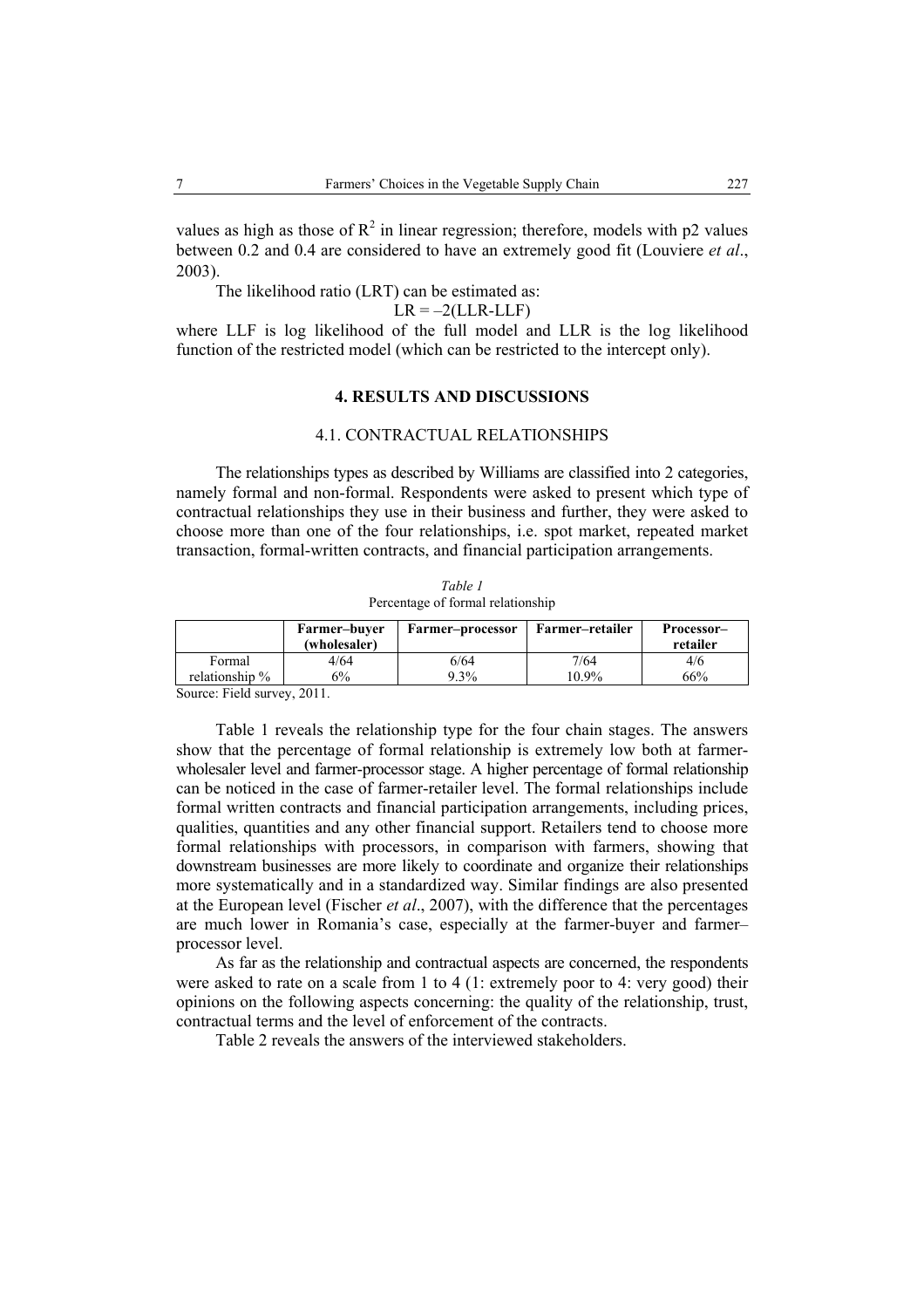values as high as those of $R^2$ in linear regression; therefore, models with p2 values between 0.2 and 0.4 are considered to have an extremely good fit (Louviere *et al*., 2003).

The likelihood ratio (LRT) can be estimated as:

$$LR = -2(LLR-LLF)$$

where LLF is log likelihood of the full model and LLR is the log likelihood function of the restricted model (which can be restricted to the intercept only).

## 4. RESULTS AND DISCUSSIONS

### 4.1. CONTRACTUAL RELATIONSHIPS

The relationships types as described by Williams are classified into 2 categories, namely formal and non-formal. Respondents were asked to present which type of contractual relationships they use in their business and further, they were asked to choose more than one of the four relationships, i.e. spot market, repeated market transaction, formal-written contracts, and financial participation arrangements.

*Table 1*

Percentage of formal relationship

| | Farmer–buyer (wholesaler) | Farmer–processor | Farmer–retailer | Processor–retailer |
|---|---|---|---|---|
| Formal relationship % | 4/64<br>6% | 6/64<br>9.3% | 7/64<br>10.9% | 4/6<br>66% |

Source: Field survey, 2011.

Table 1 reveals the relationship type for the four chain stages. The answers show that the percentage of formal relationship is extremely low both at farmer-wholesaler level and farmer-processor stage. A higher percentage of formal relationship can be noticed in the case of farmer-retailer level. The formal relationships include formal written contracts and financial participation arrangements, including prices, qualities, quantities and any other financial support. Retailers tend to choose more formal relationships with processors, in comparison with farmers, showing that downstream businesses are more likely to coordinate and organize their relationships more systematically and in a standardized way. Similar findings are also presented at the European level (Fischer *et al*., 2007), with the difference that the percentages are much lower in Romania's case, especially at the farmer-buyer and farmer–processor level.

As far as the relationship and contractual aspects are concerned, the respondents were asked to rate on a scale from 1 to 4 (1: extremely poor to 4: very good) their opinions on the following aspects concerning: the quality of the relationship, trust, contractual terms and the level of enforcement of the contracts.

Table 2 reveals the answers of the interviewed stakeholders.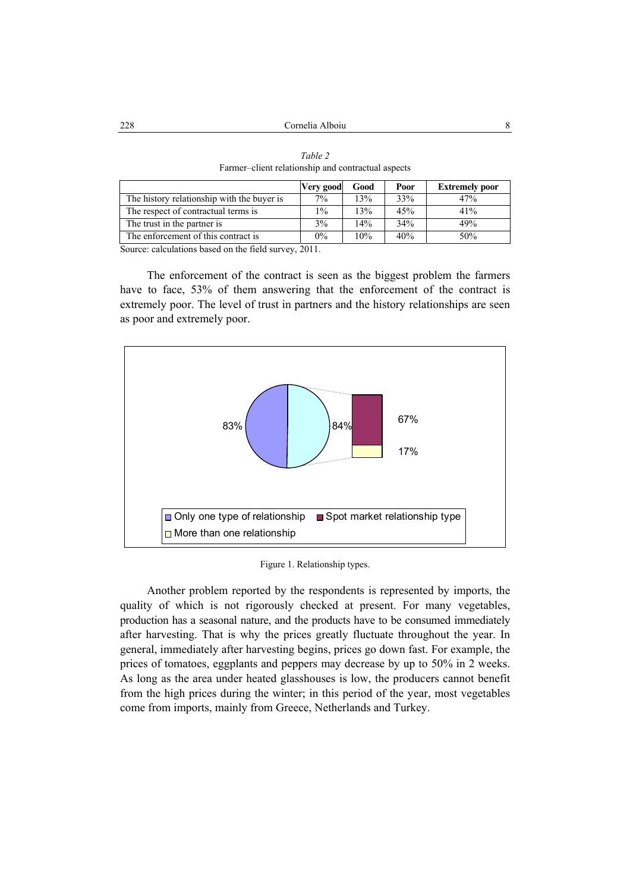*Table 2*
Farmer–client relationship and contractual aspects

| | Very good | Good | Poor | Extremely poor |
|---|---|---|---|---|
| The history relationship with the buyer is | 7% | 13% | 33% | 47% |
| The respect of contractual terms is | 1% | 13% | 45% | 41% |
| The trust in the partner is | 3% | 14% | 34% | 49% |
| The enforcement of this contract is | 0% | 10% | 40% | 50% |

Source: calculations based on the field survey, 2011.

The enforcement of the contract is seen as the biggest problem the farmers have to face, 53% of them answering that the enforcement of the contract is extremely poor. The level of trust in partners and the history relationships are seen as poor and extremely poor.

Figure 1. Relationship types.

Another problem reported by the respondents is represented by imports, the quality of which is not rigorously checked at present. For many vegetables, production has a seasonal nature, and the products have to be consumed immediately after harvesting. That is why the prices greatly fluctuate throughout the year. In general, immediately after harvesting begins, prices go down fast. For example, the prices of tomatoes, eggplants and peppers may decrease by up to 50% in 2 weeks. As long as the area under heated glasshouses is low, the producers cannot benefit from the high prices during the winter; in this period of the year, most vegetables come from imports, mainly from Greece, Netherlands and Turkey.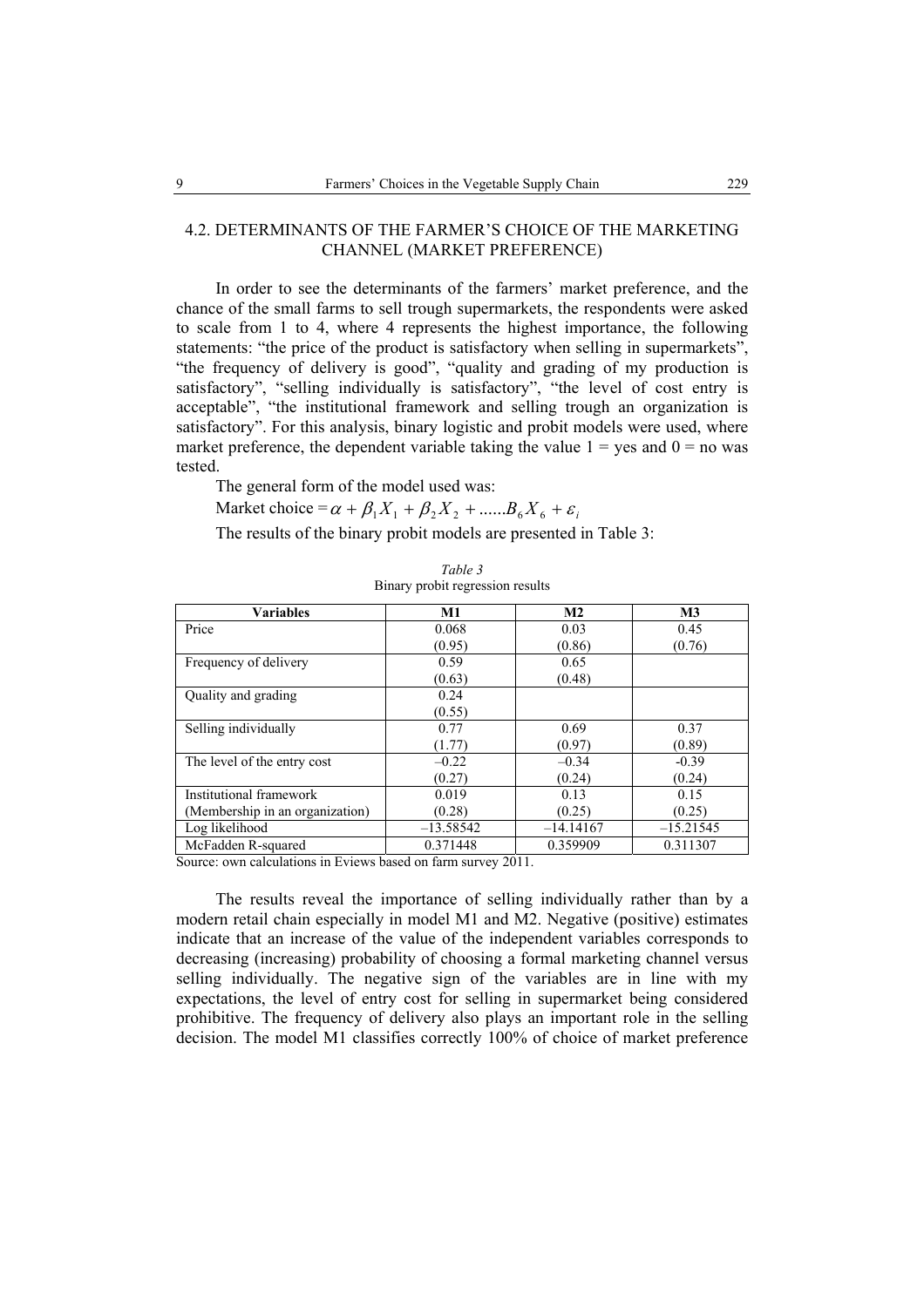### 4.2. DETERMINANTS OF THE FARMER'S CHOICE OF THE MARKETING CHANNEL (MARKET PREFERENCE)

In order to see the determinants of the farmers' market preference, and the chance of the small farms to sell trough supermarkets, the respondents were asked to scale from 1 to 4, where 4 represents the highest importance, the following statements: "the price of the product is satisfactory when selling in supermarkets", "the frequency of delivery is good", "quality and grading of my production is satisfactory", "selling individually is satisfactory", "the level of cost entry is acceptable", "the institutional framework and selling trough an organization is satisfactory". For this analysis, binary logistic and probit models were used, where market preference, the dependent variable taking the value 1 = yes and 0 = no was tested.

The general form of the model used was:

Market choice $= \alpha + \beta_1 X_1 + \beta_2 X_2 + ......B_6 X_6 + \varepsilon_i$

The results of the binary probit models are presented in Table 3:

*Table 3*
Binary probit regression results

| Variables | M1 | M2 | M3 |
|---|---|---|---|
| Price | 0.068<br>(0.95) | 0.03<br>(0.86) | 0.45<br>(0.76) |
| Frequency of delivery | 0.59<br>(0.63) | 0.65<br>(0.48) | |
| Quality and grading | 0.24<br>(0.55) | | |
| Selling individually | 0.77<br>(1.77) | 0.69<br>(0.97) | 0.37<br>(0.89) |
| The level of the entry cost | –0.22<br>(0.27) | –0.34<br>(0.24) | -0.39<br>(0.24) |
| Institutional framework<br>(Membership in an organization) | 0.019<br>(0.28) | 0.13<br>(0.25) | 0.15<br>(0.25) |
| Log likelihood | –13.58542 | –14.14167 | –15.21545 |
| McFadden R-squared | 0.371448 | 0.359909 | 0.311307 |

Source: own calculations in Eviews based on farm survey 2011.

The results reveal the importance of selling individually rather than by a modern retail chain especially in model M1 and M2. Negative (positive) estimates indicate that an increase of the value of the independent variables corresponds to decreasing (increasing) probability of choosing a formal marketing channel versus selling individually. The negative sign of the variables are in line with my expectations, the level of entry cost for selling in supermarket being considered prohibitive. The frequency of delivery also plays an important role in the selling decision. The model M1 classifies correctly 100% of choice of market preference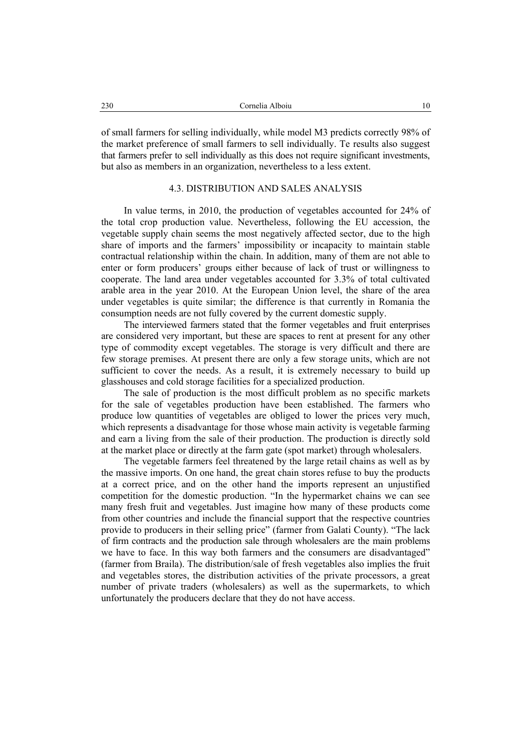of small farmers for selling individually, while model M3 predicts correctly 98% of the market preference of small farmers to sell individually. Te results also suggest that farmers prefer to sell individually as this does not require significant investments, but also as members in an organization, nevertheless to a less extent.

### 4.3. DISTRIBUTION AND SALES ANALYSIS

In value terms, in 2010, the production of vegetables accounted for 24% of the total crop production value. Nevertheless, following the EU accession, the vegetable supply chain seems the most negatively affected sector, due to the high share of imports and the farmers' impossibility or incapacity to maintain stable contractual relationship within the chain. In addition, many of them are not able to enter or form producers' groups either because of lack of trust or willingness to cooperate. The land area under vegetables accounted for 3.3% of total cultivated arable area in the year 2010. At the European Union level, the share of the area under vegetables is quite similar; the difference is that currently in Romania the consumption needs are not fully covered by the current domestic supply.

The interviewed farmers stated that the former vegetables and fruit enterprises are considered very important, but these are spaces to rent at present for any other type of commodity except vegetables. The storage is very difficult and there are few storage premises. At present there are only a few storage units, which are not sufficient to cover the needs. As a result, it is extremely necessary to build up glasshouses and cold storage facilities for a specialized production.

The sale of production is the most difficult problem as no specific markets for the sale of vegetables production have been established. The farmers who produce low quantities of vegetables are obliged to lower the prices very much, which represents a disadvantage for those whose main activity is vegetable farming and earn a living from the sale of their production. The production is directly sold at the market place or directly at the farm gate (spot market) through wholesalers.

The vegetable farmers feel threatened by the large retail chains as well as by the massive imports. On one hand, the great chain stores refuse to buy the products at a correct price, and on the other hand the imports represent an unjustified competition for the domestic production. "In the hypermarket chains we can see many fresh fruit and vegetables. Just imagine how many of these products come from other countries and include the financial support that the respective countries provide to producers in their selling price" (farmer from Galati County). "The lack of firm contracts and the production sale through wholesalers are the main problems we have to face. In this way both farmers and the consumers are disadvantaged" (farmer from Braila). The distribution/sale of fresh vegetables also implies the fruit and vegetables stores, the distribution activities of the private processors, a great number of private traders (wholesalers) as well as the supermarkets, to which unfortunately the producers declare that they do not have access.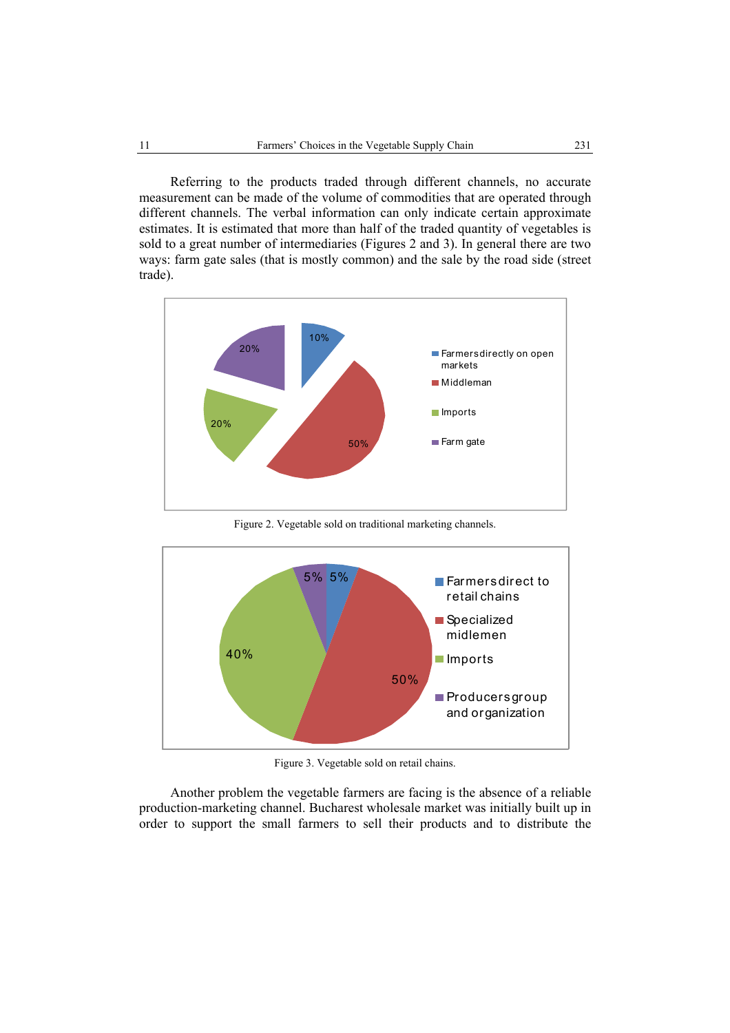Referring to the products traded through different channels, no accurate measurement can be made of the volume of commodities that are operated through different channels. The verbal information can only indicate certain approximate estimates. It is estimated that more than half of the traded quantity of vegetables is sold to a great number of intermediaries (Figures 2 and 3). In general there are two ways: farm gate sales (that is mostly common) and the sale by the road side (street trade).

Figure 2. Vegetable sold on traditional marketing channels.

Figure 3. Vegetable sold on retail chains.

Another problem the vegetable farmers are facing is the absence of a reliable production-marketing channel. Bucharest wholesale market was initially built up in order to support the small farmers to sell their products and to distribute the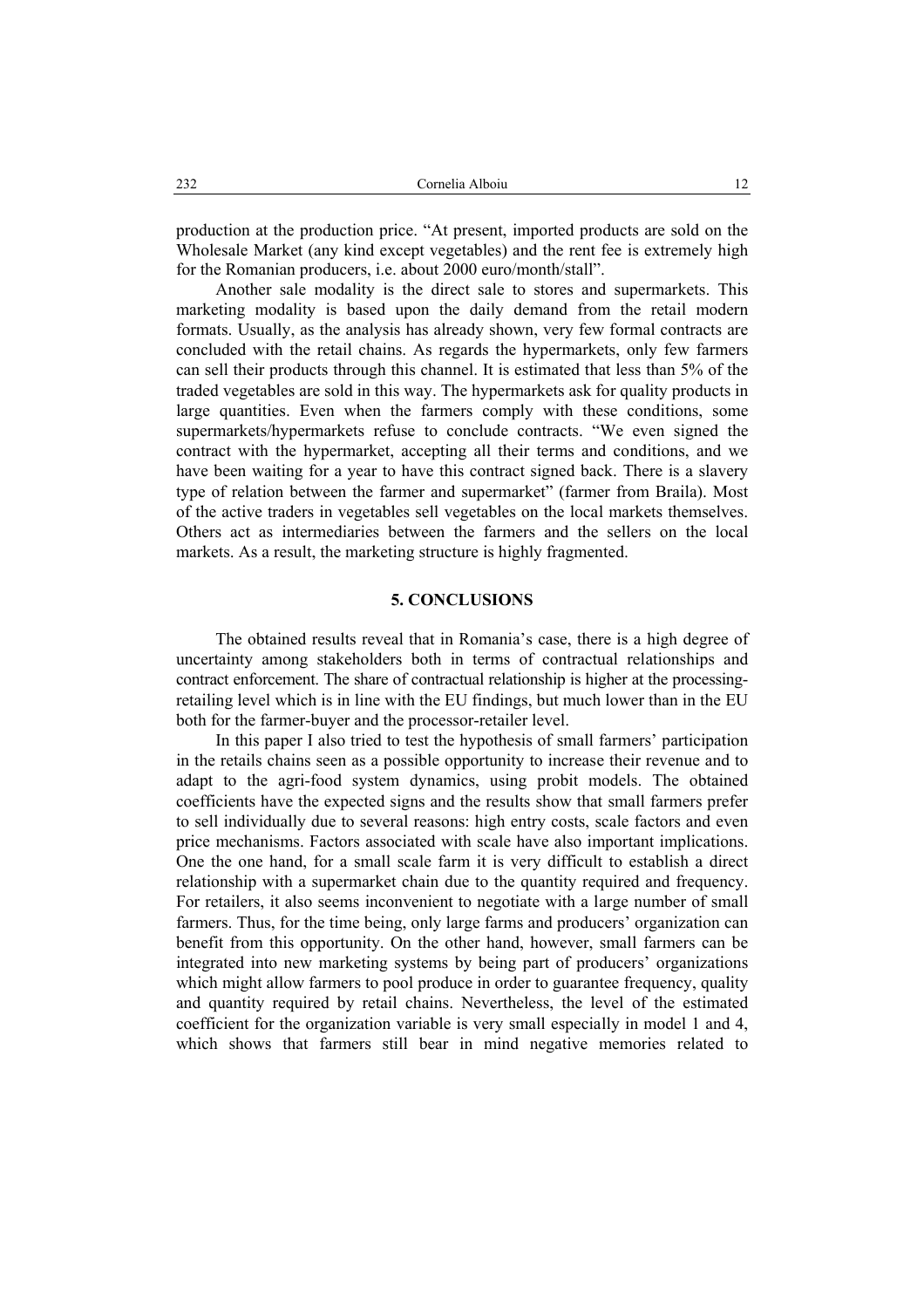production at the production price. "At present, imported products are sold on the Wholesale Market (any kind except vegetables) and the rent fee is extremely high for the Romanian producers, i.e. about 2000 euro/month/stall".

Another sale modality is the direct sale to stores and supermarkets. This marketing modality is based upon the daily demand from the retail modern formats. Usually, as the analysis has already shown, very few formal contracts are concluded with the retail chains. As regards the hypermarkets, only few farmers can sell their products through this channel. It is estimated that less than 5% of the traded vegetables are sold in this way. The hypermarkets ask for quality products in large quantities. Even when the farmers comply with these conditions, some supermarkets/hypermarkets refuse to conclude contracts. "We even signed the contract with the hypermarket, accepting all their terms and conditions, and we have been waiting for a year to have this contract signed back. There is a slavery type of relation between the farmer and supermarket" (farmer from Braila). Most of the active traders in vegetables sell vegetables on the local markets themselves. Others act as intermediaries between the farmers and the sellers on the local markets. As a result, the marketing structure is highly fragmented.

## 5. CONCLUSIONS

The obtained results reveal that in Romania's case, there is a high degree of uncertainty among stakeholders both in terms of contractual relationships and contract enforcement. The share of contractual relationship is higher at the processing-retailing level which is in line with the EU findings, but much lower than in the EU both for the farmer-buyer and the processor-retailer level.

In this paper I also tried to test the hypothesis of small farmers' participation in the retails chains seen as a possible opportunity to increase their revenue and to adapt to the agri-food system dynamics, using probit models. The obtained coefficients have the expected signs and the results show that small farmers prefer to sell individually due to several reasons: high entry costs, scale factors and even price mechanisms. Factors associated with scale have also important implications. One the one hand, for a small scale farm it is very difficult to establish a direct relationship with a supermarket chain due to the quantity required and frequency. For retailers, it also seems inconvenient to negotiate with a large number of small farmers. Thus, for the time being, only large farms and producers' organization can benefit from this opportunity. On the other hand, however, small farmers can be integrated into new marketing systems by being part of producers' organizations which might allow farmers to pool produce in order to guarantee frequency, quality and quantity required by retail chains. Nevertheless, the level of the estimated coefficient for the organization variable is very small especially in model 1 and 4, which shows that farmers still bear in mind negative memories related to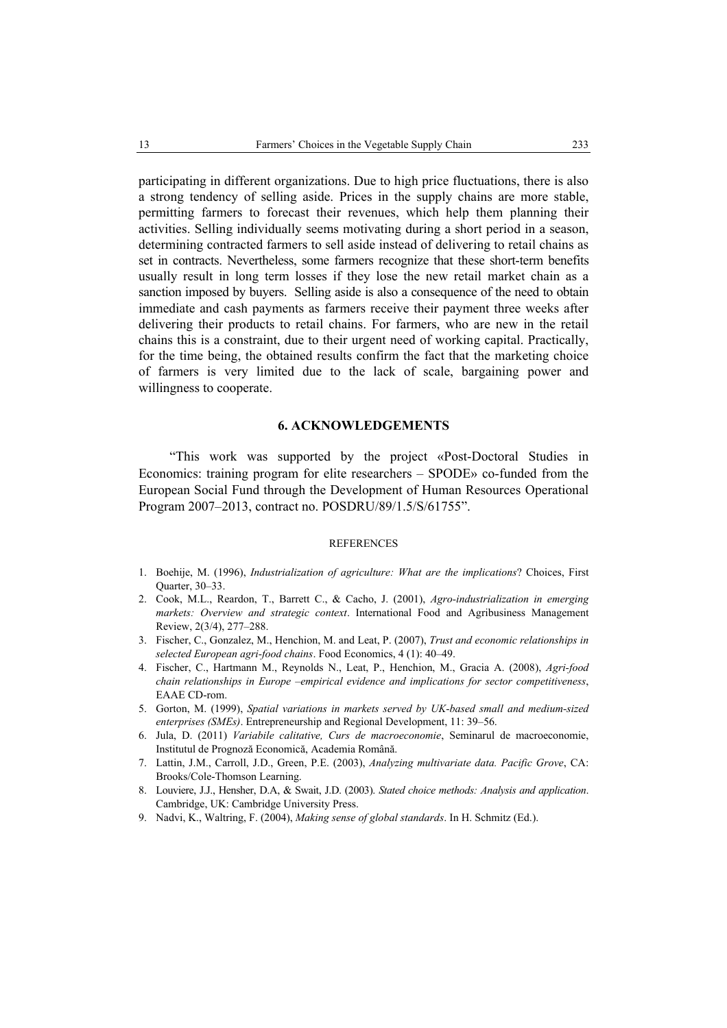participating in different organizations. Due to high price fluctuations, there is also a strong tendency of selling aside. Prices in the supply chains are more stable, permitting farmers to forecast their revenues, which help them planning their activities. Selling individually seems motivating during a short period in a season, determining contracted farmers to sell aside instead of delivering to retail chains as set in contracts. Nevertheless, some farmers recognize that these short-term benefits usually result in long term losses if they lose the new retail market chain as a sanction imposed by buyers. Selling aside is also a consequence of the need to obtain immediate and cash payments as farmers receive their payment three weeks after delivering their products to retail chains. For farmers, who are new in the retail chains this is a constraint, due to their urgent need of working capital. Practically, for the time being, the obtained results confirm the fact that the marketing choice of farmers is very limited due to the lack of scale, bargaining power and willingness to cooperate.

## 6. ACKNOWLEDGEMENTS

"This work was supported by the project «Post-Doctoral Studies in Economics: training program for elite researchers – SPODE» co-funded from the European Social Fund through the Development of Human Resources Operational Program 2007–2013, contract no. POSDRU/89/1.5/S/61755".

### REFERENCES

1. Boehije, M. (1996), *Industrialization of agriculture: What are the implications*? Choices, First Quarter, 30–33.
2. Cook, M.L., Reardon, T., Barrett C., & Cacho, J. (2001), *Agro-industrialization in emerging markets: Overview and strategic context*. International Food and Agribusiness Management Review, 2(3/4), 277–288.
3. Fischer, C., Gonzalez, M., Henchion, M. and Leat, P. (2007), *Trust and economic relationships in selected European agri-food chains*. Food Economics, 4 (1): 40–49.
4. Fischer, C., Hartmann M., Reynolds N., Leat, P., Henchion, M., Gracia A. (2008), *Agri-food chain relationships in Europe –empirical evidence and implications for sector competitiveness*, EAAE CD-rom.
5. Gorton, M. (1999), *Spatial variations in markets served by UK-based small and medium-sized enterprises (SMEs)*. Entrepreneurship and Regional Development, 11: 39–56.
6. Jula, D. (2011) *Variabile calitative, Curs de macroeconomie*, Seminarul de macroeconomie, Institutul de Prognoză Economică, Academia Română.
7. Lattin, J.M., Carroll, J.D., Green, P.E. (2003), *Analyzing multivariate data. Pacific Grove*, CA: Brooks/Cole-Thomson Learning.
8. Louviere, J.J., Hensher, D.A, & Swait, J.D. (2003). *Stated choice methods: Analysis and application*. Cambridge, UK: Cambridge University Press.
9. Nadvi, K., Waltring, F. (2004), *Making sense of global standards*. In H. Schmitz (Ed.).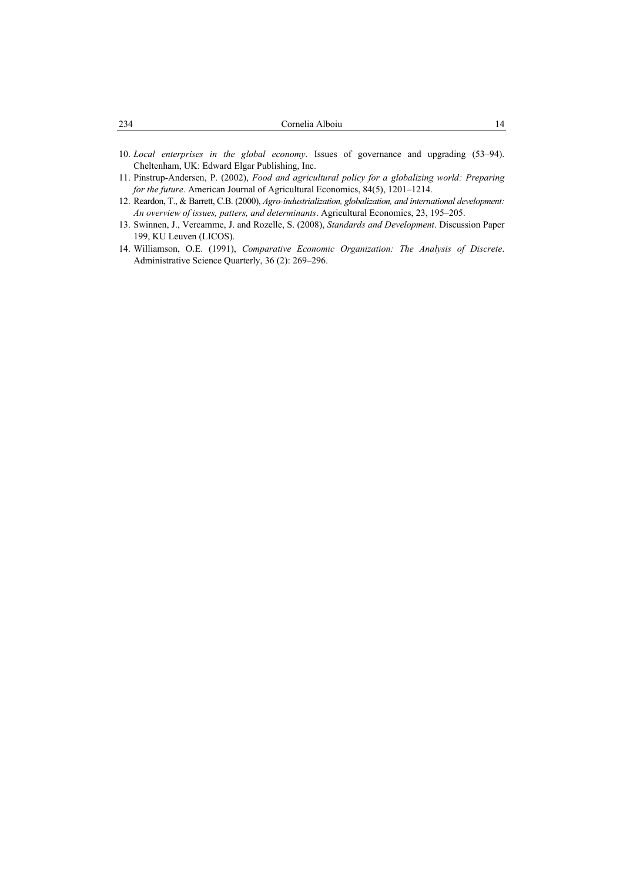10. *Local enterprises in the global economy*. Issues of governance and upgrading (53–94). Cheltenham, UK: Edward Elgar Publishing, Inc.
11. Pinstrup-Andersen, P. (2002), *Food and agricultural policy for a globalizing world: Preparing for the future*. American Journal of Agricultural Economics, 84(5), 1201–1214.
12. Reardon, T., & Barrett, C.B. (2000), *Agro-industrialization, globalization, and international development: An overview of issues, patters, and determinants*. Agricultural Economics, 23, 195–205.
13. Swinnen, J., Vercamme, J. and Rozelle, S. (2008), *Standards and Development*. Discussion Paper 199, KU Leuven (LICOS).
14. Williamson, O.E. (1991), *Comparative Economic Organization: The Analysis of Discrete*. Administrative Science Quarterly, 36 (2): 269–296.